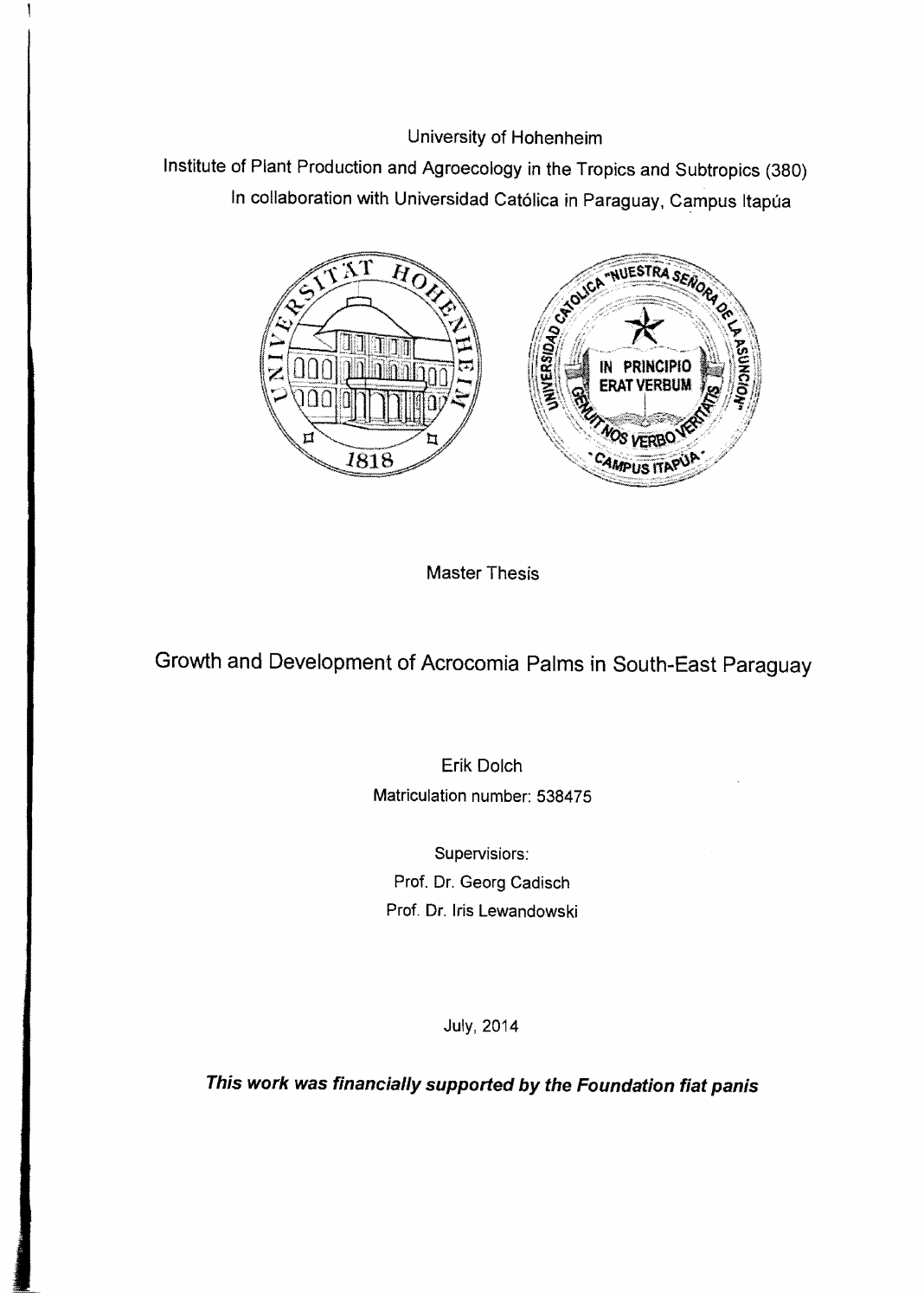University of Hohenheim

Institute of Plant Production and Agroecology in the Tropics and Subtropics (380)

In collaboration with Universidad Católica in Paraguay, Campus Itapúa

Master Thesis

# Growth and Development of Acrocomia Palms in South-East Paraguay

Erik Dolch

Matriculation number: 538475

Supervisiors:

Prof. Dr. Georg Cadisch

Prof. Dr. Iris Lewandowski

July, 2014

***This work was financially supported by the Foundation fiat panis***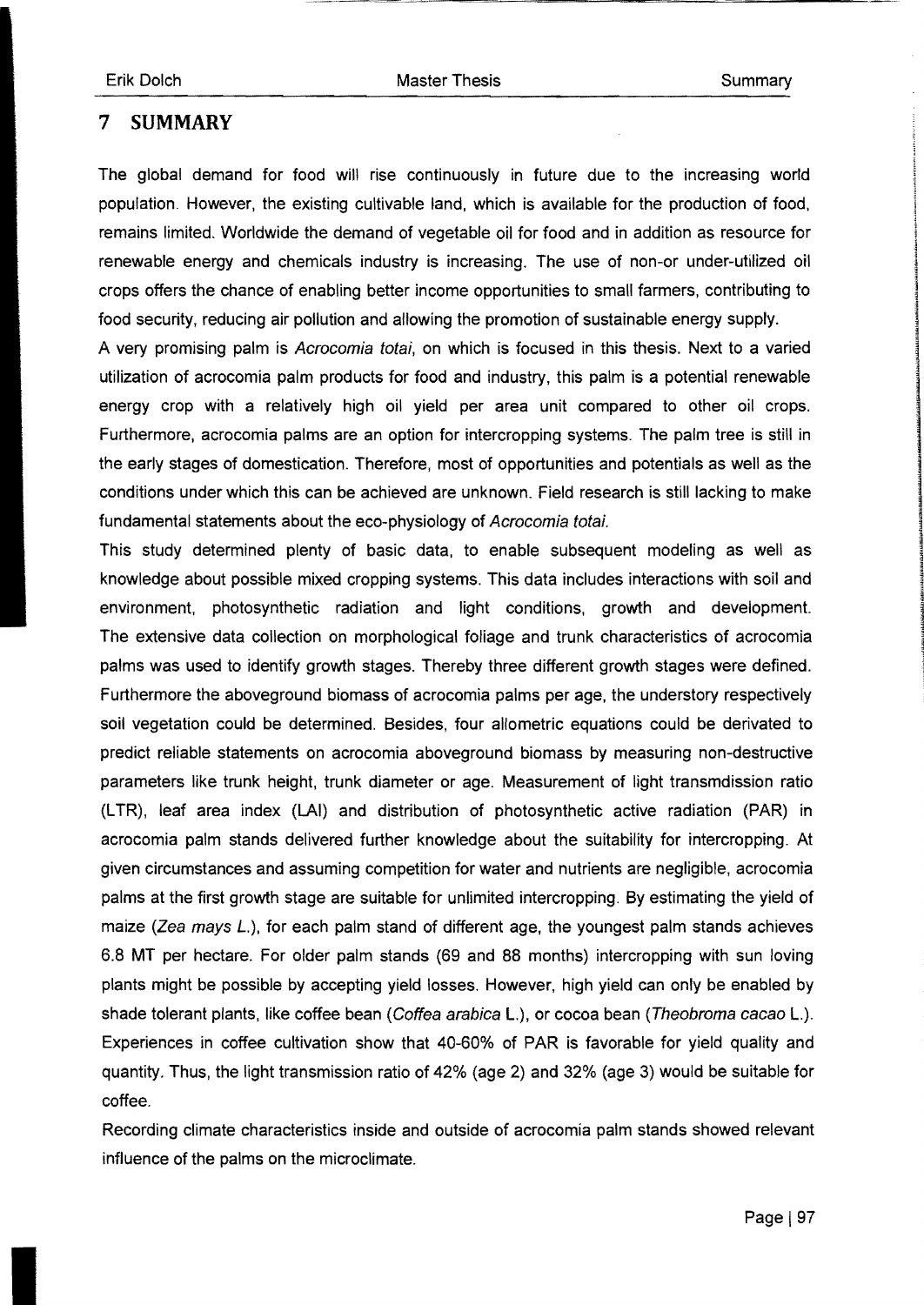# 7 SUMMARY

The global demand for food will rise continuously in future due to the increasing world population. However, the existing cultivable land, which is available for the production of food, remains limited. Worldwide the demand of vegetable oil for food and in addition as resource for renewable energy and chemicals industry is increasing. The use of non-or under-utilized oil crops offers the chance of enabling better income opportunities to small farmers, contributing to food security, reducing air pollution and allowing the promotion of sustainable energy supply.

A very promising palm is *Acrocomia totai*, on which is focused in this thesis. Next to a varied utilization of acrocomia palm products for food and industry, this palm is a potential renewable energy crop with a relatively high oil yield per area unit compared to other oil crops. Furthermore, acrocomia palms are an option for intercropping systems. The palm tree is still in the early stages of domestication. Therefore, most of opportunities and potentials as well as the conditions under which this can be achieved are unknown. Field research is still lacking to make fundamental statements about the eco-physiology of *Acrocomia totai*.

This study determined plenty of basic data, to enable subsequent modeling as well as knowledge about possible mixed cropping systems. This data includes interactions with soil and environment, photosynthetic radiation and light conditions, growth and development. The extensive data collection on morphological foliage and trunk characteristics of acrocomia palms was used to identify growth stages. Thereby three different growth stages were defined. Furthermore the aboveground biomass of acrocomia palms per age, the understory respectively soil vegetation could be determined. Besides, four allometric equations could be derivated to predict reliable statements on acrocomia aboveground biomass by measuring non-destructive parameters like trunk height, trunk diameter or age. Measurement of light transmdission ratio (LTR), leaf area index (LAI) and distribution of photosynthetic active radiation (PAR) in acrocomia palm stands delivered further knowledge about the suitability for intercropping. At given circumstances and assuming competition for water and nutrients are negligible, acrocomia palms at the first growth stage are suitable for unlimited intercropping. By estimating the yield of maize (*Zea mays L.*), for each palm stand of different age, the youngest palm stands achieves 6.8 MT per hectare. For older palm stands (69 and 88 months) intercropping with sun loving plants might be possible by accepting yield losses. However, high yield can only be enabled by shade tolerant plants, like coffee bean (*Coffea arabica* L.), or cocoa bean (*Theobroma cacao* L.). Experiences in coffee cultivation show that 40-60% of PAR is favorable for yield quality and quantity. Thus, the light transmission ratio of 42% (age 2) and 32% (age 3) would be suitable for coffee.

Recording climate characteristics inside and outside of acrocomia palm stands showed relevant influence of the palms on the microclimate.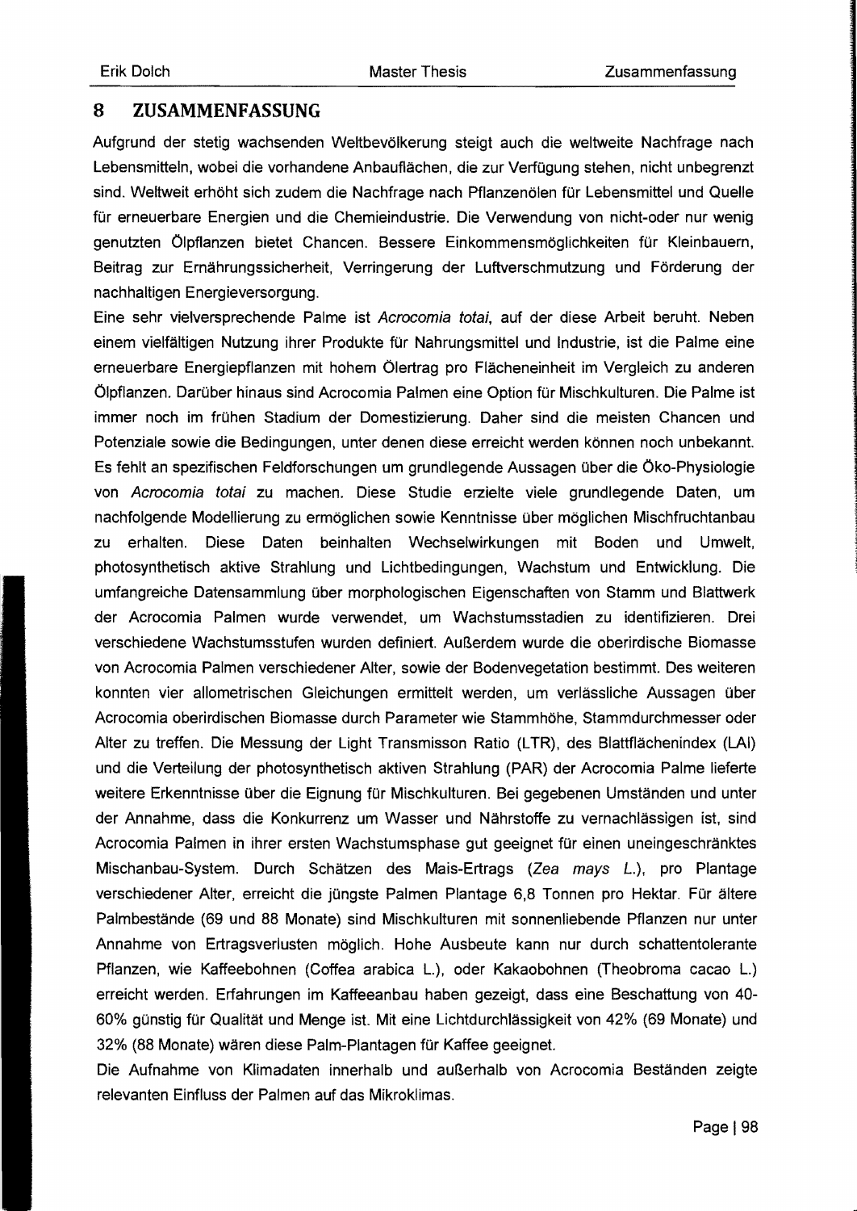# 8 ZUSAMMENFASSUNG

Aufgrund der stetig wachsenden Weltbevölkerung steigt auch die weltweite Nachfrage nach Lebensmitteln, wobei die vorhandene Anbauflächen, die zur Verfügung stehen, nicht unbegrenzt sind. Weltweit erhöht sich zudem die Nachfrage nach Pflanzenölen für Lebensmittel und Quelle für erneuerbare Energien und die Chemieindustrie. Die Verwendung von nicht-oder nur wenig genutzten Ölpflanzen bietet Chancen. Bessere Einkommensmöglichkeiten für Kleinbauern, Beitrag zur Ernährungssicherheit, Verringerung der Luftverschmutzung und Förderung der nachhaltigen Energieversorgung.

Eine sehr vielversprechende Palme ist *Acrocomia totai*, auf der diese Arbeit beruht. Neben einem vielfältigen Nutzung ihrer Produkte für Nahrungsmittel und Industrie, ist die Palme eine erneuerbare Energiepflanzen mit hohem Ölertrag pro Flächeneinheit im Vergleich zu anderen Ölpflanzen. Darüber hinaus sind Acrocomia Palmen eine Option für Mischkulturen. Die Palme ist immer noch im frühen Stadium der Domestizierung. Daher sind die meisten Chancen und Potenziale sowie die Bedingungen, unter denen diese erreicht werden können noch unbekannt. Es fehlt an spezifischen Feldforschungen um grundlegende Aussagen über die Öko-Physiologie von *Acrocomia totai* zu machen. Diese Studie erzielte viele grundlegende Daten, um nachfolgende Modellierung zu ermöglichen sowie Kenntnisse über möglichen Mischfruchtanbau zu erhalten. Diese Daten beinhalten Wechselwirkungen mit Boden und Umwelt, photosynthetisch aktive Strahlung und Lichtbedingungen, Wachstum und Entwicklung. Die umfangreiche Datensammlung über morphologischen Eigenschaften von Stamm und Blattwerk der Acrocomia Palmen wurde verwendet, um Wachstumsstadien zu identifizieren. Drei verschiedene Wachstumsstufen wurden definiert. Außerdem wurde die oberirdische Biomasse von Acrocomia Palmen verschiedener Alter, sowie der Bodenvegetation bestimmt. Des weiteren konnten vier allometrischen Gleichungen ermittelt werden, um verlässliche Aussagen über Acrocomia oberirdischen Biomasse durch Parameter wie Stammhöhe, Stammdurchmesser oder Alter zu treffen. Die Messung der Light Transmisson Ratio (LTR), des Blattflächenindex (LAI) und die Verteilung der photosynthetisch aktiven Strahlung (PAR) der Acrocomia Palme lieferte weitere Erkenntnisse über die Eignung für Mischkulturen. Bei gegebenen Umständen und unter der Annahme, dass die Konkurrenz um Wasser und Nährstoffe zu vernachlässigen ist, sind Acrocomia Palmen in ihrer ersten Wachstumsphase gut geeignet für einen uneingeschränktes Mischanbau-System. Durch Schätzen des Mais-Ertrags (*Zea mays L.*), pro Plantage verschiedener Alter, erreicht die jüngste Palmen Plantage 6,8 Tonnen pro Hektar. Für ältere Palmbestände (69 und 88 Monate) sind Mischkulturen mit sonnenliebende Pflanzen nur unter Annahme von Ertragsverlusten möglich. Hohe Ausbeute kann nur durch schattentolerante Pflanzen, wie Kaffeebohnen (Coffea arabica L.), oder Kakaobohnen (Theobroma cacao L.) erreicht werden. Erfahrungen im Kaffeeanbau haben gezeigt, dass eine Beschattung von 40-60% günstig für Qualität und Menge ist. Mit eine Lichtdurchlässigkeit von 42% (69 Monate) und 32% (88 Monate) wären diese Palm-Plantagen für Kaffee geeignet.

Die Aufnahme von Klimadaten innerhalb und außerhalb von Acrocomia Beständen zeigte relevanten Einfluss der Palmen auf das Mikroklimas.